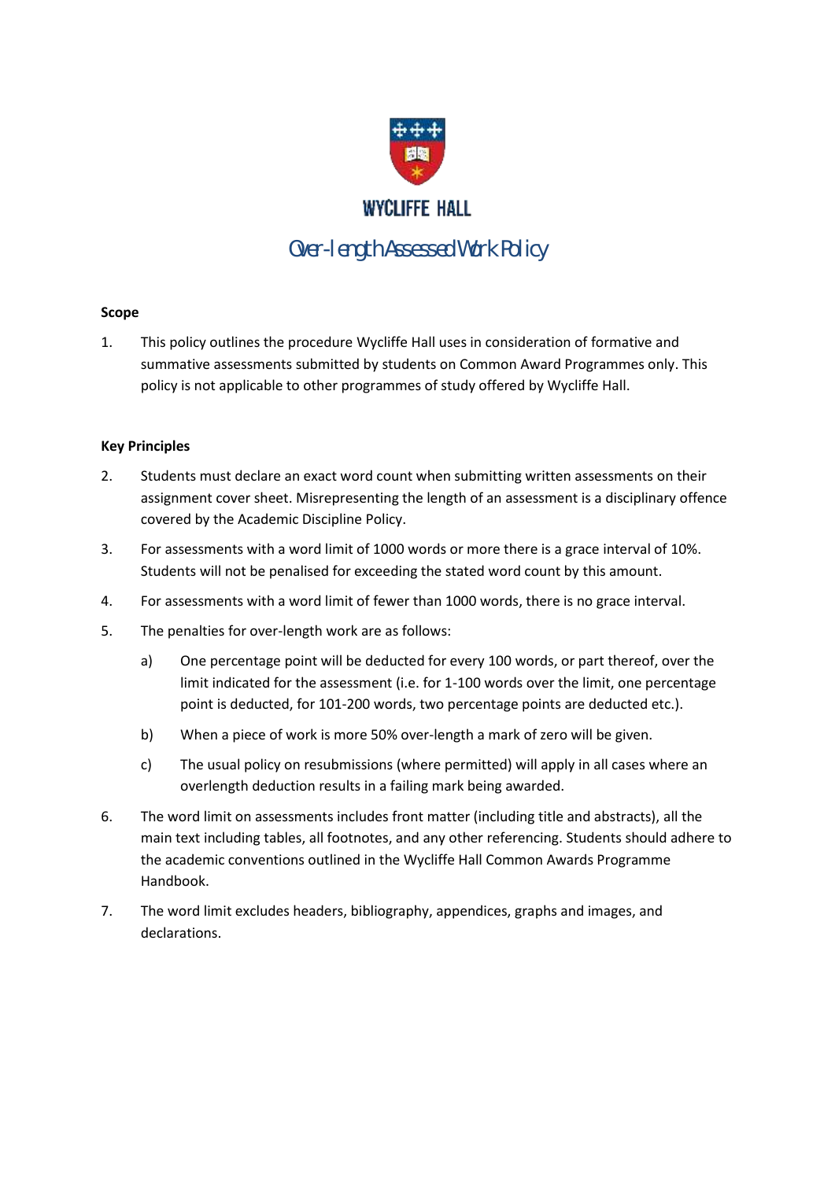WYCLIFFE HALL

# Over-Length Assessed Work Policy

**Scope**

1. This policy outlines the procedure Wycliffe Hall uses in consideration of formative and summative assessments submitted by students on Common Award Programmes only. This policy is not applicable to other programmes of study offered by Wycliffe Hall.

**Key Principles**

2. Students must declare an exact word count when submitting written assessments on their assignment cover sheet. Misrepresenting the length of an assessment is a disciplinary offence covered by the Academic Discipline Policy.

3. For assessments with a word limit of 1000 words or more there is a grace interval of 10%. Students will not be penalised for exceeding the stated word count by this amount.

4. For assessments with a word limit of fewer than 1000 words, there is no grace interval.

5. The penalties for over-length work are as follows:

   a) One percentage point will be deducted for every 100 words, or part thereof, over the limit indicated for the assessment (i.e. for 1-100 words over the limit, one percentage point is deducted, for 101-200 words, two percentage points are deducted etc.).

   b) When a piece of work is more 50% over-length a mark of zero will be given.

   c) The usual policy on resubmissions (where permitted) will apply in all cases where an overlength deduction results in a failing mark being awarded.

6. The word limit on assessments includes front matter (including title and abstracts), all the main text including tables, all footnotes, and any other referencing. Students should adhere to the academic conventions outlined in the Wycliffe Hall Common Awards Programme Handbook.

7. The word limit excludes headers, bibliography, appendices, graphs and images, and declarations.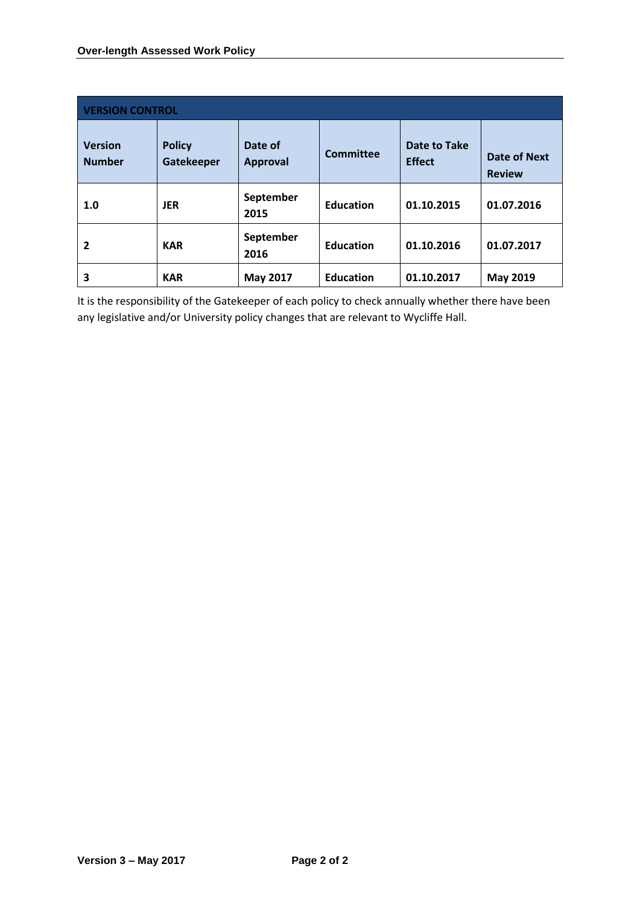| VERSION CONTROL | | | | | |
|---|---|---|---|---|---|
| **Version Number** | **Policy Gatekeeper** | **Date of Approval** | **Committee** | **Date to Take Effect** | **Date of Next Review** |
| **1.0** | **JER** | **September 2015** | **Education** | **01.10.2015** | **01.07.2016** |
| **2** | **KAR** | **September 2016** | **Education** | **01.10.2016** | **01.07.2017** |
| **3** | **KAR** | **May 2017** | **Education** | **01.10.2017** | **May 2019** |

It is the responsibility of the Gatekeeper of each policy to check annually whether there have been any legislative and/or University policy changes that are relevant to Wycliffe Hall.